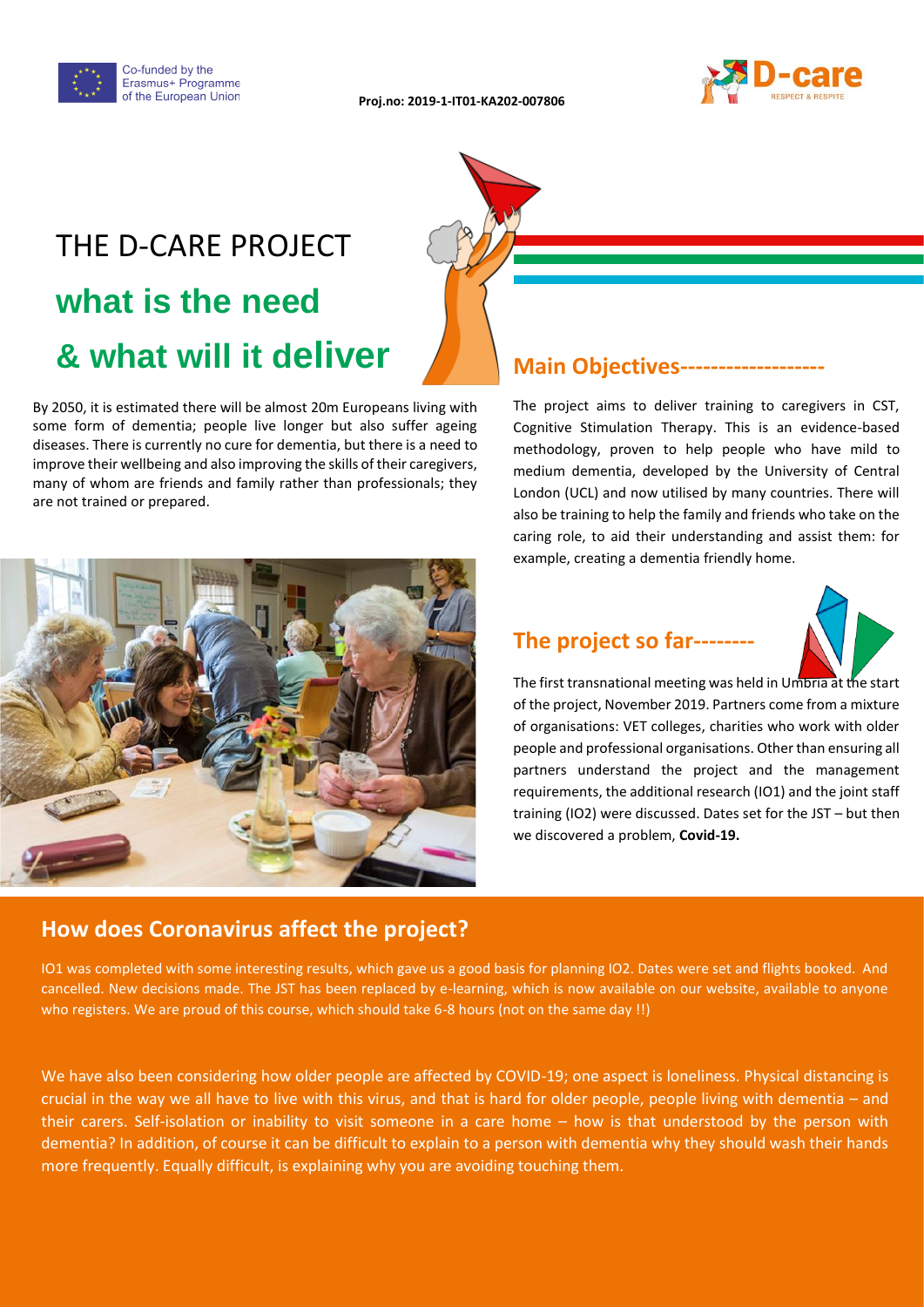Co-funded by the Erasmus+ Programme of the European Union

**Proj.no: 2019-1-IT01-KA202-007806**

# THE D-CARE PROJECT

## what is the need & what will it deliver

By 2050, it is estimated there will be almost 20m Europeans living with some form of dementia; people live longer but also suffer ageing diseases. There is currently no cure for dementia, but there is a need to improve their wellbeing and also improving the skills of their caregivers, many of whom are friends and family rather than professionals; they are not trained or prepared.

## Main Objectives------------------

The project aims to deliver training to caregivers in CST, Cognitive Stimulation Therapy. This is an evidence-based methodology, proven to help people who have mild to medium dementia, developed by the University of Central London (UCL) and now utilised by many countries. There will also be training to help the family and friends who take on the caring role, to aid their understanding and assist them: for example, creating a dementia friendly home.

## The project so far--------

The first transnational meeting was held in Umbria at the start of the project, November 2019. Partners come from a mixture of organisations: VET colleges, charities who work with older people and professional organisations. Other than ensuring all partners understand the project and the management requirements, the additional research (IO1) and the joint staff training (IO2) were discussed. Dates set for the JST – but then we discovered a problem, **Covid-19.**

## How does Coronavirus affect the project?

IO1 was completed with some interesting results, which gave us a good basis for planning IO2. Dates were set and flights booked. And cancelled. New decisions made. The JST has been replaced by e-learning, which is now available on our website, available to anyone who registers. We are proud of this course, which should take 6-8 hours (not on the same day !!)

We have also been considering how older people are affected by COVID-19; one aspect is loneliness. Physical distancing is crucial in the way we all have to live with this virus, and that is hard for older people, people living with dementia – and their carers. Self-isolation or inability to visit someone in a care home – how is that understood by the person with dementia? In addition, of course it can be difficult to explain to a person with dementia why they should wash their hands more frequently. Equally difficult, is explaining why you are avoiding touching them.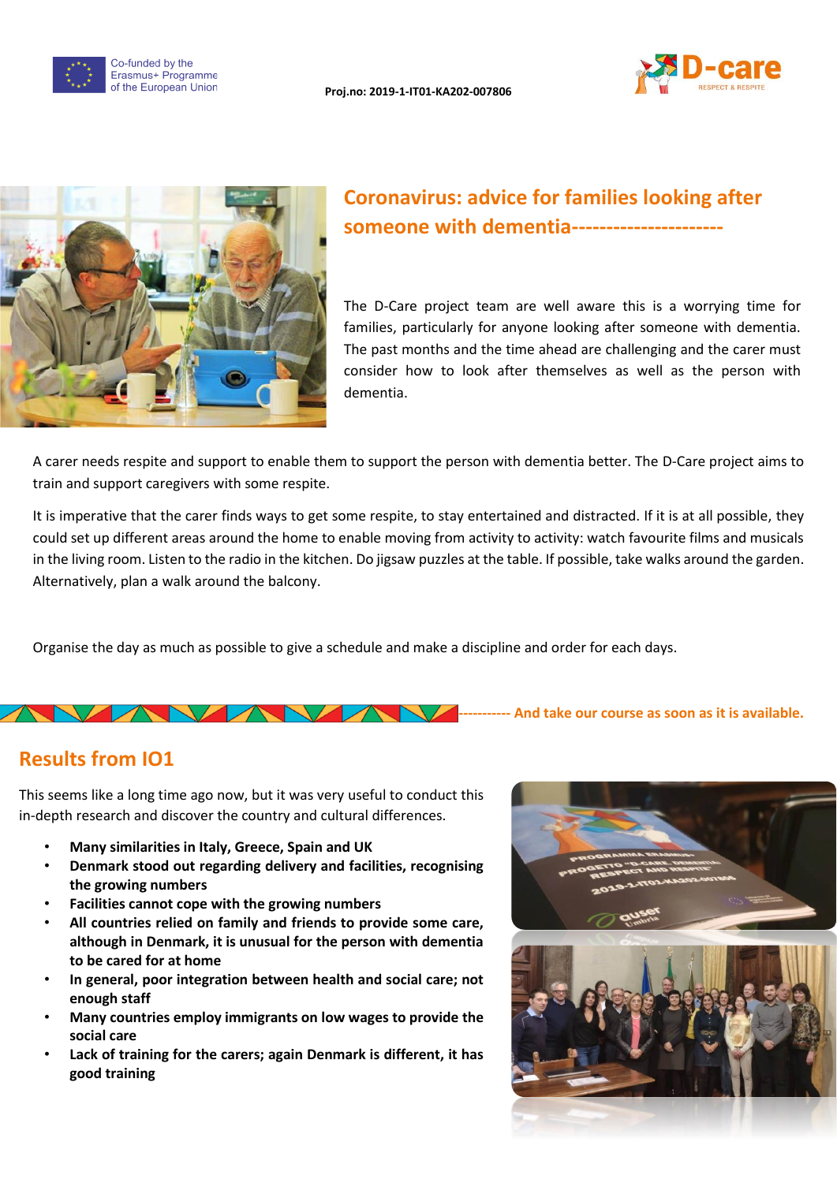## Coronavirus: advice for families looking after someone with dementia---------------------

The D-Care project team are well aware this is a worrying time for families, particularly for anyone looking after someone with dementia. The past months and the time ahead are challenging and the carer must consider how to look after themselves as well as the person with dementia.

A carer needs respite and support to enable them to support the person with dementia better. The D-Care project aims to train and support caregivers with some respite.

It is imperative that the carer finds ways to get some respite, to stay entertained and distracted. If it is at all possible, they could set up different areas around the home to enable moving from activity to activity: watch favourite films and musicals in the living room. Listen to the radio in the kitchen. Do jigsaw puzzles at the table. If possible, take walks around the garden. Alternatively, plan a walk around the balcony.

Organise the day as much as possible to give a schedule and make a discipline and order for each days.

**---------- And take our course as soon as it is available.**

## Results from IO1

This seems like a long time ago now, but it was very useful to conduct this in-depth research and discover the country and cultural differences.

- **Many similarities in Italy, Greece, Spain and UK**
- **Denmark stood out regarding delivery and facilities, recognising the growing numbers**
- **Facilities cannot cope with the growing numbers**
- **All countries relied on family and friends to provide some care, although in Denmark, it is unusual for the person with dementia to be cared for at home**
- **In general, poor integration between health and social care; not enough staff**
- **Many countries employ immigrants on low wages to provide the social care**
- **Lack of training for the carers; again Denmark is different, it has good training**